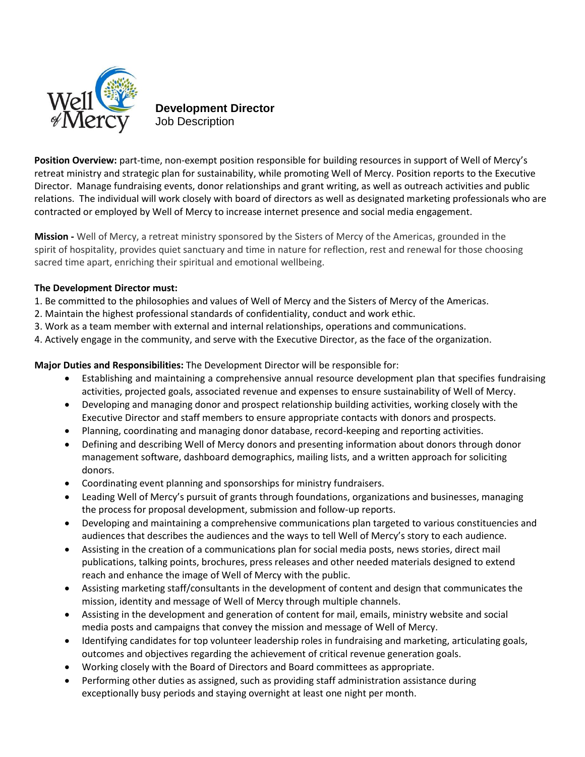# Development Director

Job Description

**Position Overview:** part-time, non-exempt position responsible for building resources in support of Well of Mercy's retreat ministry and strategic plan for sustainability, while promoting Well of Mercy. Position reports to the Executive Director. Manage fundraising events, donor relationships and grant writing, as well as outreach activities and public relations. The individual will work closely with board of directors as well as designated marketing professionals who are contracted or employed by Well of Mercy to increase internet presence and social media engagement.

**Mission -** Well of Mercy, a retreat ministry sponsored by the Sisters of Mercy of the Americas, grounded in the spirit of hospitality, provides quiet sanctuary and time in nature for reflection, rest and renewal for those choosing sacred time apart, enriching their spiritual and emotional wellbeing.

**The Development Director must:**

1. Be committed to the philosophies and values of Well of Mercy and the Sisters of Mercy of the Americas.
2. Maintain the highest professional standards of confidentiality, conduct and work ethic.
3. Work as a team member with external and internal relationships, operations and communications.
4. Actively engage in the community, and serve with the Executive Director, as the face of the organization.

**Major Duties and Responsibilities:** The Development Director will be responsible for:

- Establishing and maintaining a comprehensive annual resource development plan that specifies fundraising activities, projected goals, associated revenue and expenses to ensure sustainability of Well of Mercy.
- Developing and managing donor and prospect relationship building activities, working closely with the Executive Director and staff members to ensure appropriate contacts with donors and prospects.
- Planning, coordinating and managing donor database, record-keeping and reporting activities.
- Defining and describing Well of Mercy donors and presenting information about donors through donor management software, dashboard demographics, mailing lists, and a written approach for soliciting donors.
- Coordinating event planning and sponsorships for ministry fundraisers.
- Leading Well of Mercy's pursuit of grants through foundations, organizations and businesses, managing the process for proposal development, submission and follow-up reports.
- Developing and maintaining a comprehensive communications plan targeted to various constituencies and audiences that describes the audiences and the ways to tell Well of Mercy's story to each audience.
- Assisting in the creation of a communications plan for social media posts, news stories, direct mail publications, talking points, brochures, press releases and other needed materials designed to extend reach and enhance the image of Well of Mercy with the public.
- Assisting marketing staff/consultants in the development of content and design that communicates the mission, identity and message of Well of Mercy through multiple channels.
- Assisting in the development and generation of content for mail, emails, ministry website and social media posts and campaigns that convey the mission and message of Well of Mercy.
- Identifying candidates for top volunteer leadership roles in fundraising and marketing, articulating goals, outcomes and objectives regarding the achievement of critical revenue generation goals.
- Working closely with the Board of Directors and Board committees as appropriate.
- Performing other duties as assigned, such as providing staff administration assistance during exceptionally busy periods and staying overnight at least one night per month.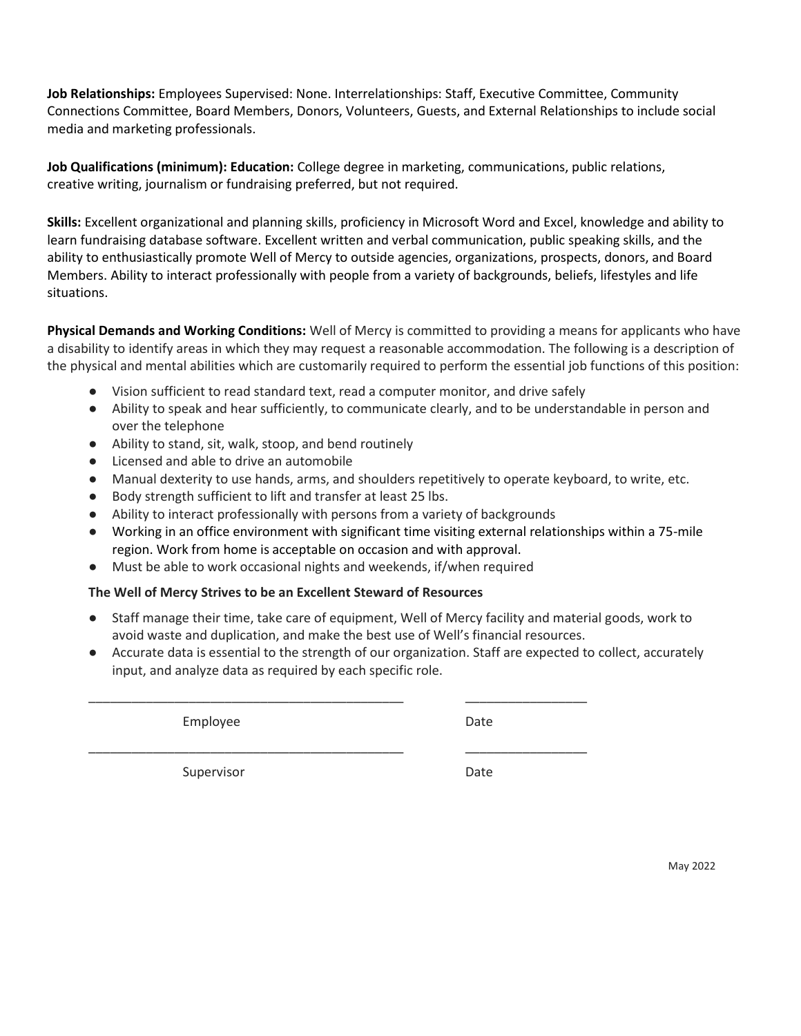**Job Relationships:** Employees Supervised: None. Interrelationships: Staff, Executive Committee, Community Connections Committee, Board Members, Donors, Volunteers, Guests, and External Relationships to include social media and marketing professionals.

**Job Qualifications (minimum): Education:** College degree in marketing, communications, public relations, creative writing, journalism or fundraising preferred, but not required.

**Skills:** Excellent organizational and planning skills, proficiency in Microsoft Word and Excel, knowledge and ability to learn fundraising database software. Excellent written and verbal communication, public speaking skills, and the ability to enthusiastically promote Well of Mercy to outside agencies, organizations, prospects, donors, and Board Members. Ability to interact professionally with people from a variety of backgrounds, beliefs, lifestyles and life situations.

**Physical Demands and Working Conditions:** Well of Mercy is committed to providing a means for applicants who have a disability to identify areas in which they may request a reasonable accommodation. The following is a description of the physical and mental abilities which are customarily required to perform the essential job functions of this position:

- Vision sufficient to read standard text, read a computer monitor, and drive safely
- Ability to speak and hear sufficiently, to communicate clearly, and to be understandable in person and over the telephone
- Ability to stand, sit, walk, stoop, and bend routinely
- Licensed and able to drive an automobile
- Manual dexterity to use hands, arms, and shoulders repetitively to operate keyboard, to write, etc.
- Body strength sufficient to lift and transfer at least 25 lbs.
- Ability to interact professionally with persons from a variety of backgrounds
- Working in an office environment with significant time visiting external relationships within a 75-mile region. Work from home is acceptable on occasion and with approval.
- Must be able to work occasional nights and weekends, if/when required

**The Well of Mercy Strives to be an Excellent Steward of Resources**

- Staff manage their time, take care of equipment, Well of Mercy facility and material goods, work to avoid waste and duplication, and make the best use of Well's financial resources.
- Accurate data is essential to the strength of our organization. Staff are expected to collect, accurately input, and analyze data as required by each specific role.

_____________________________________________ _________________

Employee Date

_____________________________________________ _________________

Supervisor Date

May 2022